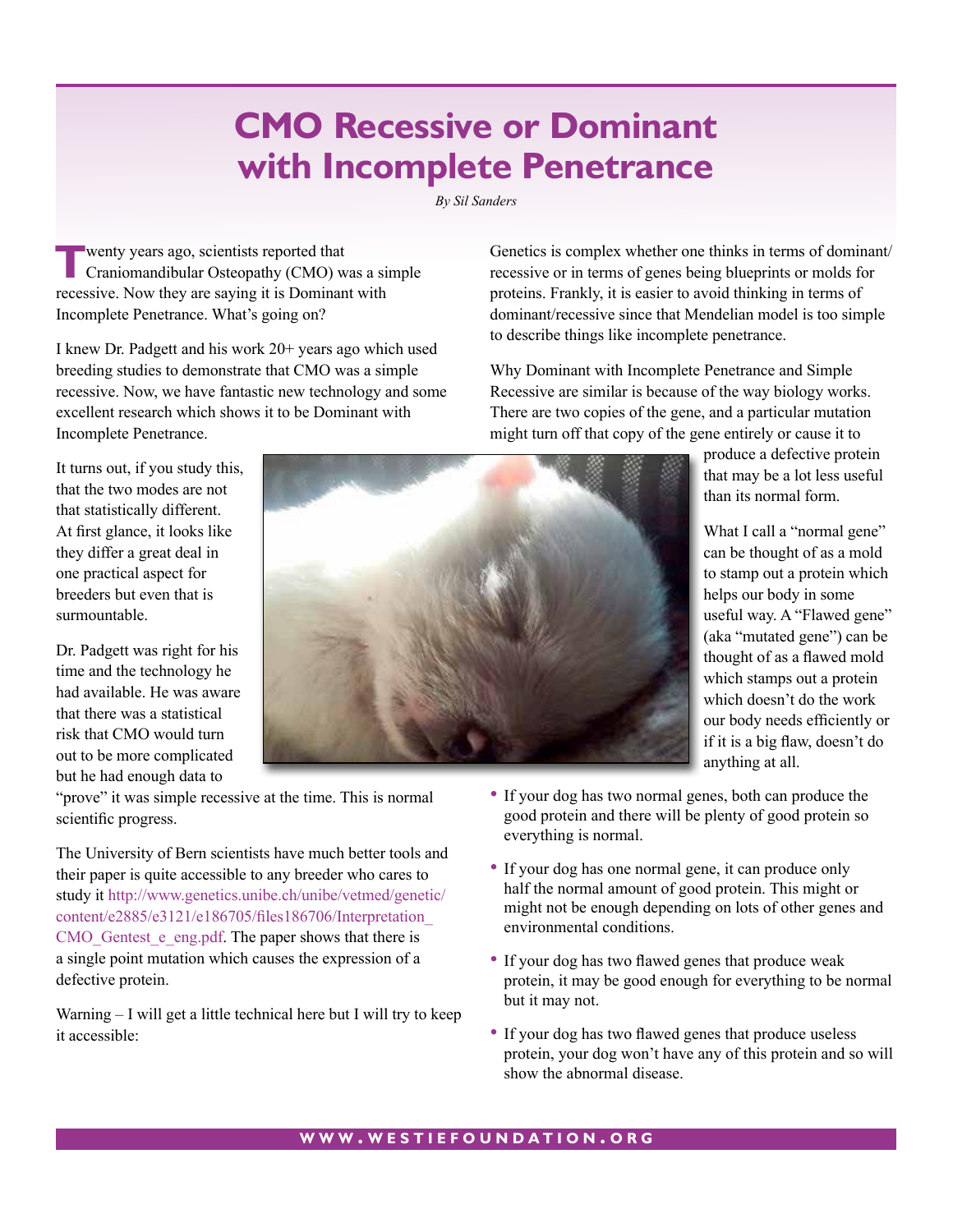# CMO Recessive or Dominant with Incomplete Penetrance

*By Sil Sanders*

Twenty years ago, scientists reported that Craniomandibular Osteopathy (CMO) was a simple recessive. Now they are saying it is Dominant with Incomplete Penetrance. What's going on?

I knew Dr. Padgett and his work 20+ years ago which used breeding studies to demonstrate that CMO was a simple recessive. Now, we have fantastic new technology and some excellent research which shows it to be Dominant with Incomplete Penetrance.

It turns out, if you study this, that the two modes are not that statistically different. At first glance, it looks like they differ a great deal in one practical aspect for breeders but even that is surmountable.

Dr. Padgett was right for his time and the technology he had available. He was aware that there was a statistical risk that CMO would turn out to be more complicated but he had enough data to "prove" it was simple recessive at the time. This is normal scientific progress.

The University of Bern scientists have much better tools and their paper is quite accessible to any breeder who cares to study it http://www.genetics.unibe.ch/unibe/vetmed/genetic/content/e2885/e3121/e186705/files186706/Interpretation_CMO_Gentest_e_eng.pdf. The paper shows that there is a single point mutation which causes the expression of a defective protein.

Warning – I will get a little technical here but I will try to keep it accessible:

Genetics is complex whether one thinks in terms of dominant/recessive or in terms of genes being blueprints or molds for proteins. Frankly, it is easier to avoid thinking in terms of dominant/recessive since that Mendelian model is too simple to describe things like incomplete penetrance.

Why Dominant with Incomplete Penetrance and Simple Recessive are similar is because of the way biology works. There are two copies of the gene, and a particular mutation might turn off that copy of the gene entirely or cause it to produce a defective protein that may be a lot less useful than its normal form.

What I call a "normal gene" can be thought of as a mold to stamp out a protein which helps our body in some useful way. A "Flawed gene" (aka "mutated gene") can be thought of as a flawed mold which stamps out a protein which doesn't do the work our body needs efficiently or if it is a big flaw, doesn't do anything at all.

- If your dog has two normal genes, both can produce the good protein and there will be plenty of good protein so everything is normal.
- If your dog has one normal gene, it can produce only half the normal amount of good protein. This might or might not be enough depending on lots of other genes and environmental conditions.
- If your dog has two flawed genes that produce weak protein, it may be good enough for everything to be normal but it may not.
- If your dog has two flawed genes that produce useless protein, your dog won't have any of this protein and so will show the abnormal disease.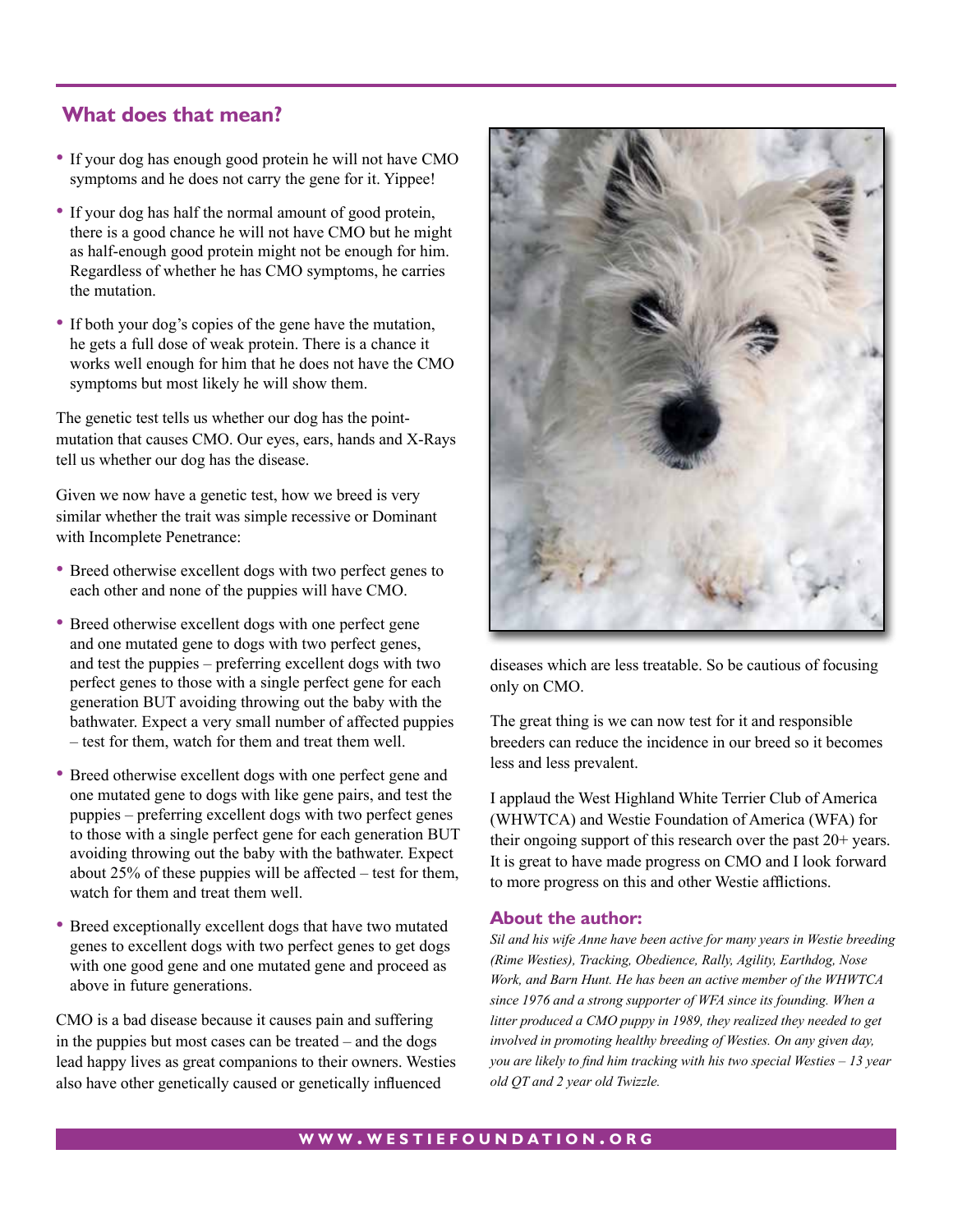## What does that mean?

- If your dog has enough good protein he will not have CMO symptoms and he does not carry the gene for it. Yippee!
- If your dog has half the normal amount of good protein, there is a good chance he will not have CMO but he might as half-enough good protein might not be enough for him. Regardless of whether he has CMO symptoms, he carries the mutation.
- If both your dog's copies of the gene have the mutation, he gets a full dose of weak protein. There is a chance it works well enough for him that he does not have the CMO symptoms but most likely he will show them.

The genetic test tells us whether our dog has the point-mutation that causes CMO. Our eyes, ears, hands and X-Rays tell us whether our dog has the disease.

Given we now have a genetic test, how we breed is very similar whether the trait was simple recessive or Dominant with Incomplete Penetrance:

- Breed otherwise excellent dogs with two perfect genes to each other and none of the puppies will have CMO.
- Breed otherwise excellent dogs with one perfect gene and one mutated gene to dogs with two perfect genes, and test the puppies – preferring excellent dogs with two perfect genes to those with a single perfect gene for each generation BUT avoiding throwing out the baby with the bathwater. Expect a very small number of affected puppies – test for them, watch for them and treat them well.
- Breed otherwise excellent dogs with one perfect gene and one mutated gene to dogs with like gene pairs, and test the puppies – preferring excellent dogs with two perfect genes to those with a single perfect gene for each generation BUT avoiding throwing out the baby with the bathwater. Expect about 25% of these puppies will be affected – test for them, watch for them and treat them well.
- Breed exceptionally excellent dogs that have two mutated genes to excellent dogs with two perfect genes to get dogs with one good gene and one mutated gene and proceed as above in future generations.

CMO is a bad disease because it causes pain and suffering in the puppies but most cases can be treated – and the dogs lead happy lives as great companions to their owners. Westies also have other genetically caused or genetically influenced diseases which are less treatable. So be cautious of focusing only on CMO.

The great thing is we can now test for it and responsible breeders can reduce the incidence in our breed so it becomes less and less prevalent.

I applaud the West Highland White Terrier Club of America (WHWTCA) and Westie Foundation of America (WFA) for their ongoing support of this research over the past 20+ years. It is great to have made progress on CMO and I look forward to more progress on this and other Westie afflictions.

### About the author:

*Sil and his wife Anne have been active for many years in Westie breeding (Rime Westies), Tracking, Obedience, Rally, Agility, Earthdog, Nose Work, and Barn Hunt. He has been an active member of the WHWTCA since 1976 and a strong supporter of WFA since its founding. When a litter produced a CMO puppy in 1989, they realized they needed to get involved in promoting healthy breeding of Westies. On any given day, you are likely to find him tracking with his two special Westies – 13 year old QT and 2 year old Twizzle.*